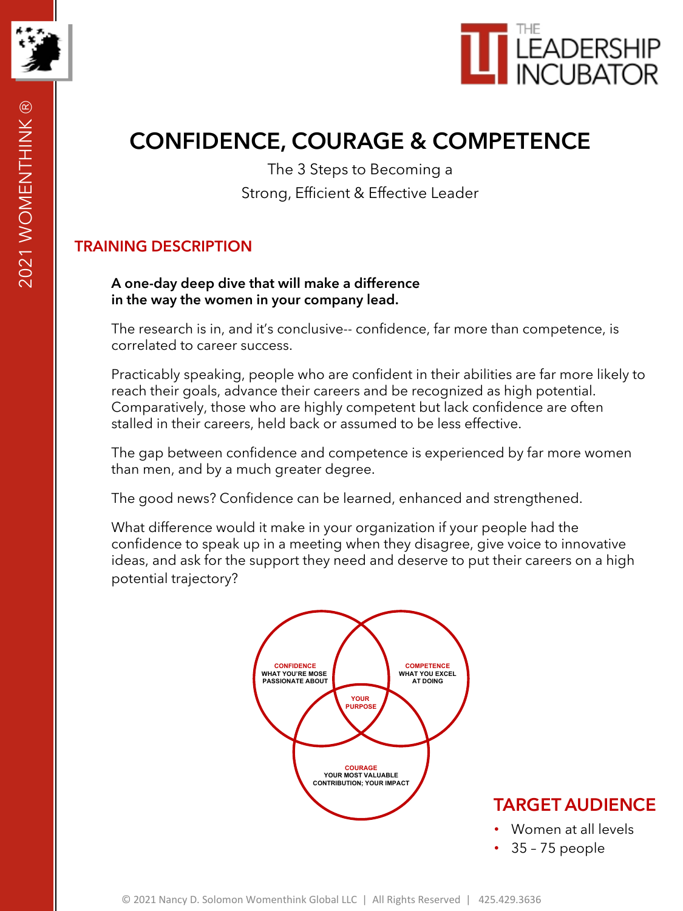# CONFIDENCE, COURAGE & COMPETENCE

The 3 Steps to Becoming a
Strong, Efficient & Effective Leader

## TRAINING DESCRIPTION

**A one-day deep dive that will make a difference in the way the women in your company lead.**

The research is in, and it's conclusive-- confidence, far more than competence, is correlated to career success.

Practicably speaking, people who are confident in their abilities are far more likely to reach their goals, advance their careers and be recognized as high potential. Comparatively, those who are highly competent but lack confidence are often stalled in their careers, held back or assumed to be less effective.

The gap between confidence and competence is experienced by far more women than men, and by a much greater degree.

The good news? Confidence can be learned, enhanced and strengthened.

What difference would it make in your organization if your people had the confidence to speak up in a meeting when they disagree, give voice to innovative ideas, and ask for the support they need and deserve to put their careers on a high potential trajectory?

CONFIDENCE
WHAT YOU'RE MOSE PASSIONATE ABOUT

COMPETENCE
WHAT YOU EXCEL AT DOING

YOUR PURPOSE

COURAGE
YOUR MOST VALUABLE CONTRIBUTION; YOUR IMPACT

## TARGET AUDIENCE

- Women at all levels
- 35 – 75 people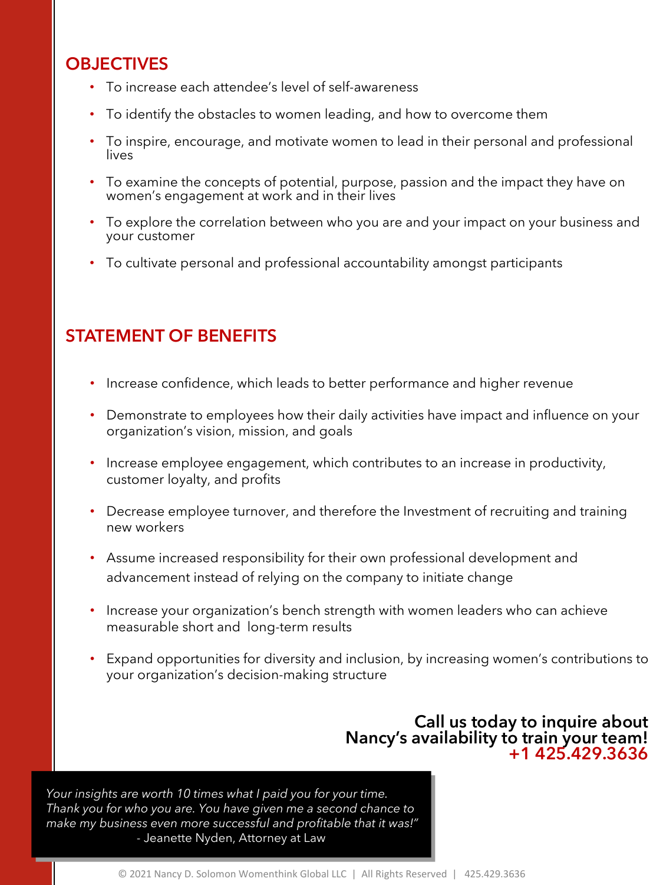## OBJECTIVES

- To increase each attendee's level of self-awareness
- To identify the obstacles to women leading, and how to overcome them
- To inspire, encourage, and motivate women to lead in their personal and professional lives
- To examine the concepts of potential, purpose, passion and the impact they have on women's engagement at work and in their lives
- To explore the correlation between who you are and your impact on your business and your customer
- To cultivate personal and professional accountability amongst participants

## STATEMENT OF BENEFITS

- Increase confidence, which leads to better performance and higher revenue
- Demonstrate to employees how their daily activities have impact and influence on your organization's vision, mission, and goals
- Increase employee engagement, which contributes to an increase in productivity, customer loyalty, and profits
- Decrease employee turnover, and therefore the Investment of recruiting and training new workers
- Assume increased responsibility for their own professional development and advancement instead of relying on the company to initiate change
- Increase your organization's bench strength with women leaders who can achieve measurable short and long-term results
- Expand opportunities for diversity and inclusion, by increasing women's contributions to your organization's decision-making structure

**Call us today to inquire about Nancy's availability to train your team!**
**+1 425.429.3636**

*Your insights are worth 10 times what I paid you for your time. Thank you for who you are. You have given me a second chance to make my business even more successful and profitable that it was!"*
- Jeanette Nyden, Attorney at Law

© 2021 Nancy D. Solomon Womenthink Global LLC | All Rights Reserved | 425.429.3636